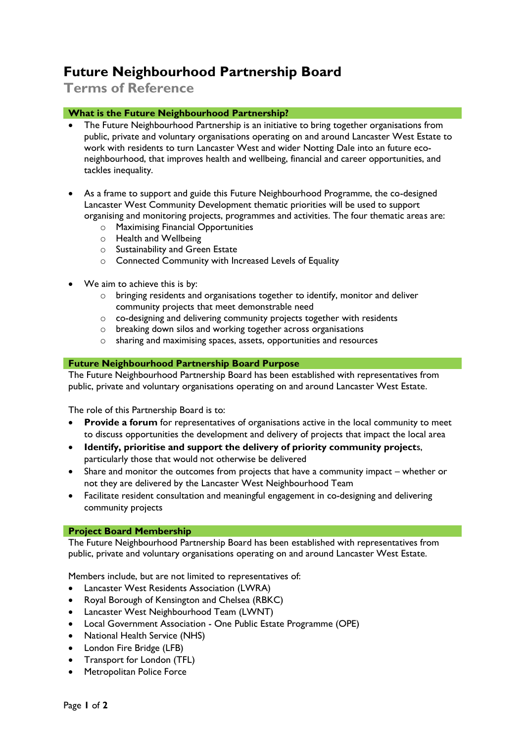# Future Neighbourhood Partnership Board

## Terms of Reference

### What is the Future Neighbourhood Partnership?

- The Future Neighbourhood Partnership is an initiative to bring together organisations from public, private and voluntary organisations operating on and around Lancaster West Estate to work with residents to turn Lancaster West and wider Notting Dale into an future eco-neighbourhood, that improves health and wellbeing, financial and career opportunities, and tackles inequality.

- As a frame to support and guide this Future Neighbourhood Programme, the co-designed Lancaster West Community Development thematic priorities will be used to support organising and monitoring projects, programmes and activities. The four thematic areas are:
  - Maximising Financial Opportunities
  - Health and Wellbeing
  - Sustainability and Green Estate
  - Connected Community with Increased Levels of Equality

- We aim to achieve this is by:
  - bringing residents and organisations together to identify, monitor and deliver community projects that meet demonstrable need
  - co-designing and delivering community projects together with residents
  - breaking down silos and working together across organisations
  - sharing and maximising spaces, assets, opportunities and resources

### Future Neighbourhood Partnership Board Purpose

The Future Neighbourhood Partnership Board has been established with representatives from public, private and voluntary organisations operating on and around Lancaster West Estate.

The role of this Partnership Board is to:

- **Provide a forum** for representatives of organisations active in the local community to meet to discuss opportunities the development and delivery of projects that impact the local area
- **Identify, prioritise and support the delivery of priority community project**s, particularly those that would not otherwise be delivered
- Share and monitor the outcomes from projects that have a community impact – whether or not they are delivered by the Lancaster West Neighbourhood Team
- Facilitate resident consultation and meaningful engagement in co-designing and delivering community projects

### Project Board Membership

The Future Neighbourhood Partnership Board has been established with representatives from public, private and voluntary organisations operating on and around Lancaster West Estate.

Members include, but are not limited to representatives of:

- Lancaster West Residents Association (LWRA)
- Royal Borough of Kensington and Chelsea (RBKC)
- Lancaster West Neighbourhood Team (LWNT)
- Local Government Association - One Public Estate Programme (OPE)
- National Health Service (NHS)
- London Fire Bridge (LFB)
- Transport for London (TFL)
- Metropolitan Police Force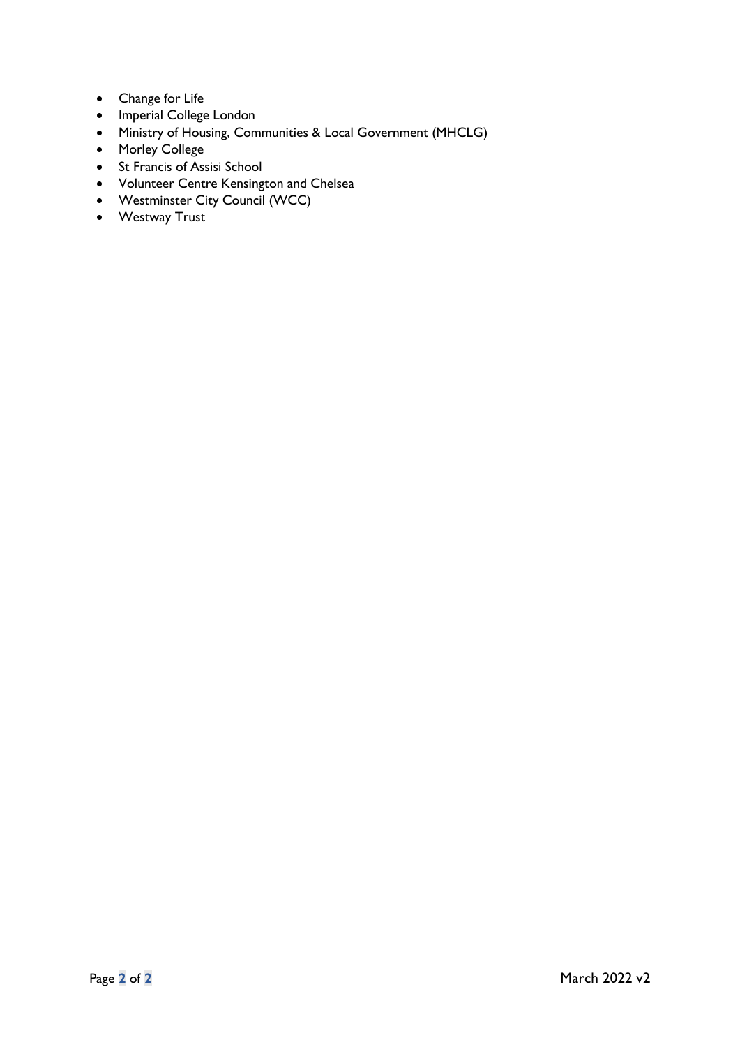- Change for Life
- Imperial College London
- Ministry of Housing, Communities & Local Government (MHCLG)
- Morley College
- St Francis of Assisi School
- Volunteer Centre Kensington and Chelsea
- Westminster City Council (WCC)
- Westway Trust